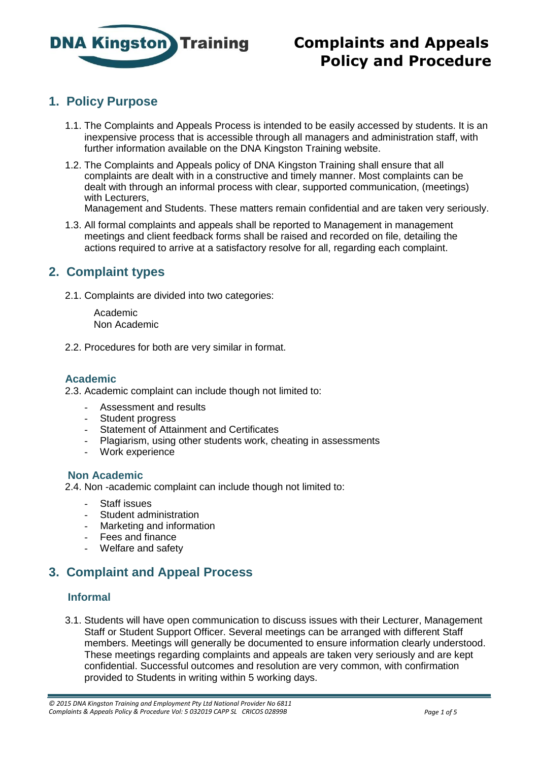# Complaints and Appeals Policy and Procedure

## 1. Policy Purpose

1.1. The Complaints and Appeals Process is intended to be easily accessed by students. It is an inexpensive process that is accessible through all managers and administration staff, with further information available on the DNA Kingston Training website.

1.2. The Complaints and Appeals policy of DNA Kingston Training shall ensure that all complaints are dealt with in a constructive and timely manner. Most complaints can be dealt with through an informal process with clear, supported communication, (meetings) with Lecturers,
Management and Students. These matters remain confidential and are taken very seriously.

1.3. All formal complaints and appeals shall be reported to Management in management meetings and client feedback forms shall be raised and recorded on file, detailing the actions required to arrive at a satisfactory resolve for all, regarding each complaint.

## 2. Complaint types

2.1. Complaints are divided into two categories:

Academic
Non Academic

2.2. Procedures for both are very similar in format.

### Academic

2.3. Academic complaint can include though not limited to:

- Assessment and results
- Student progress
- Statement of Attainment and Certificates
- Plagiarism, using other students work, cheating in assessments
- Work experience

### Non Academic

2.4. Non -academic complaint can include though not limited to:

- Staff issues
- Student administration
- Marketing and information
- Fees and finance
- Welfare and safety

## 3. Complaint and Appeal Process

### Informal

3.1. Students will have open communication to discuss issues with their Lecturer, Management Staff or Student Support Officer. Several meetings can be arranged with different Staff members. Meetings will generally be documented to ensure information clearly understood. These meetings regarding complaints and appeals are taken very seriously and are kept confidential. Successful outcomes and resolution are very common, with confirmation provided to Students in writing within 5 working days.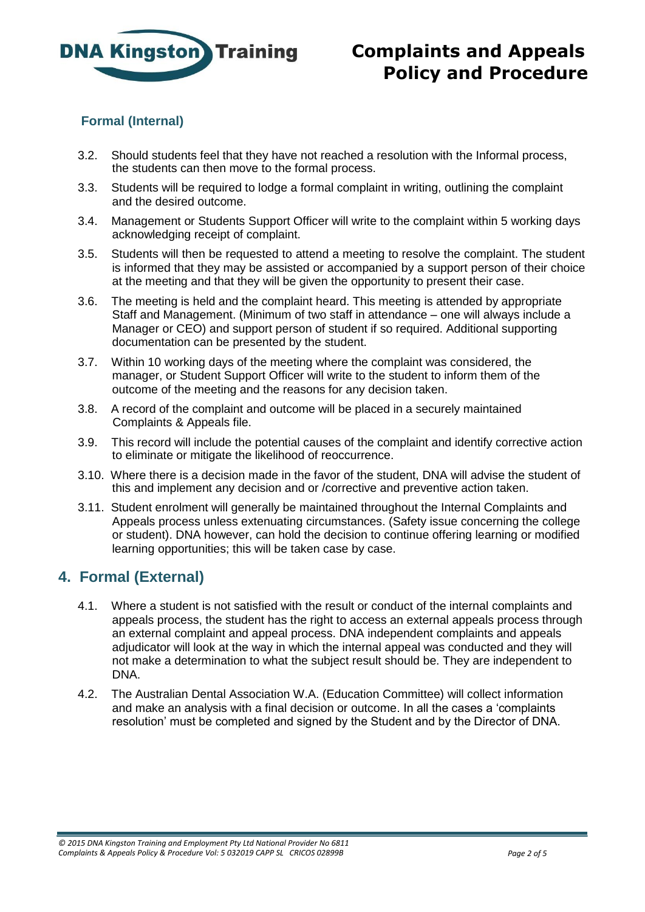### Formal (Internal)

3.2. Should students feel that they have not reached a resolution with the Informal process, the students can then move to the formal process.

3.3. Students will be required to lodge a formal complaint in writing, outlining the complaint and the desired outcome.

3.4. Management or Students Support Officer will write to the complaint within 5 working days acknowledging receipt of complaint.

3.5. Students will then be requested to attend a meeting to resolve the complaint. The student is informed that they may be assisted or accompanied by a support person of their choice at the meeting and that they will be given the opportunity to present their case.

3.6. The meeting is held and the complaint heard. This meeting is attended by appropriate Staff and Management. (Minimum of two staff in attendance – one will always include a Manager or CEO) and support person of student if so required. Additional supporting documentation can be presented by the student.

3.7. Within 10 working days of the meeting where the complaint was considered, the manager, or Student Support Officer will write to the student to inform them of the outcome of the meeting and the reasons for any decision taken.

3.8. A record of the complaint and outcome will be placed in a securely maintained Complaints & Appeals file.

3.9. This record will include the potential causes of the complaint and identify corrective action to eliminate or mitigate the likelihood of reoccurrence.

3.10. Where there is a decision made in the favor of the student, DNA will advise the student of this and implement any decision and or /corrective and preventive action taken.

3.11. Student enrolment will generally be maintained throughout the Internal Complaints and Appeals process unless extenuating circumstances. (Safety issue concerning the college or student). DNA however, can hold the decision to continue offering learning or modified learning opportunities; this will be taken case by case.

## 4. Formal (External)

4.1. Where a student is not satisfied with the result or conduct of the internal complaints and appeals process, the student has the right to access an external appeals process through an external complaint and appeal process. DNA independent complaints and appeals adjudicator will look at the way in which the internal appeal was conducted and they will not make a determination to what the subject result should be. They are independent to DNA.

4.2. The Australian Dental Association W.A. (Education Committee) will collect information and make an analysis with a final decision or outcome. In all the cases a 'complaints resolution' must be completed and signed by the Student and by the Director of DNA.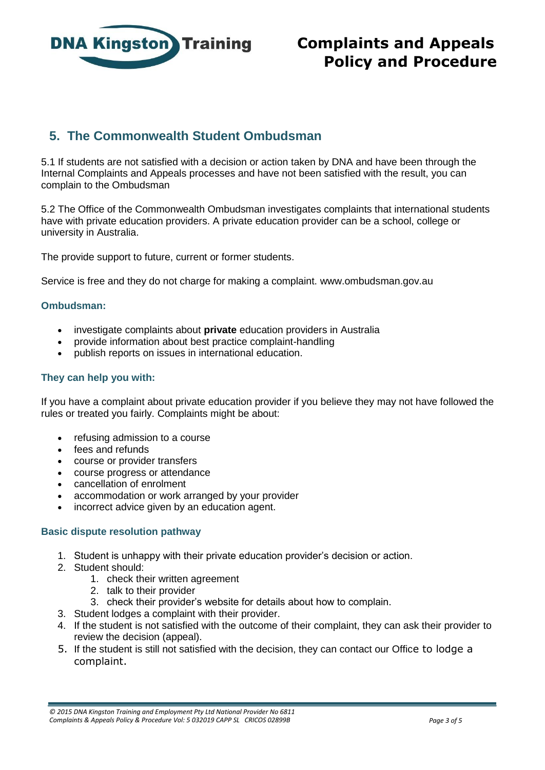## 5. The Commonwealth Student Ombudsman

5.1 If students are not satisfied with a decision or action taken by DNA and have been through the Internal Complaints and Appeals processes and have not been satisfied with the result, you can complain to the Ombudsman

5.2 The Office of the Commonwealth Ombudsman investigates complaints that international students have with private education providers. A private education provider can be a school, college or university in Australia.

The provide support to future, current or former students.

Service is free and they do not charge for making a complaint. www.ombudsman.gov.au

### Ombudsman:

- investigate complaints about **private** education providers in Australia
- provide information about best practice complaint-handling
- publish reports on issues in international education.

### They can help you with:

If you have a complaint about private education provider if you believe they may not have followed the rules or treated you fairly. Complaints might be about:

- refusing admission to a course
- fees and refunds
- course or provider transfers
- course progress or attendance
- cancellation of enrolment
- accommodation or work arranged by your provider
- incorrect advice given by an education agent.

### Basic dispute resolution pathway

1. Student is unhappy with their private education provider's decision or action.
2. Student should:
   1. check their written agreement
   2. talk to their provider
   3. check their provider's website for details about how to complain.
3. Student lodges a complaint with their provider.
4. If the student is not satisfied with the outcome of their complaint, they can ask their provider to review the decision (appeal).
5. If the student is still not satisfied with the decision, they can contact our Office to lodge a complaint.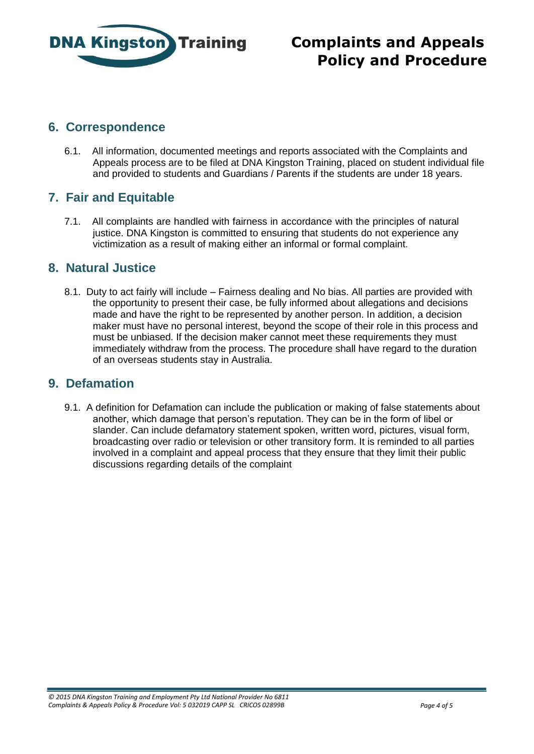## 6. Correspondence

6.1. All information, documented meetings and reports associated with the Complaints and Appeals process are to be filed at DNA Kingston Training, placed on student individual file and provided to students and Guardians / Parents if the students are under 18 years.

## 7. Fair and Equitable

7.1. All complaints are handled with fairness in accordance with the principles of natural justice. DNA Kingston is committed to ensuring that students do not experience any victimization as a result of making either an informal or formal complaint.

## 8. Natural Justice

8.1. Duty to act fairly will include – Fairness dealing and No bias. All parties are provided with the opportunity to present their case, be fully informed about allegations and decisions made and have the right to be represented by another person. In addition, a decision maker must have no personal interest, beyond the scope of their role in this process and must be unbiased. If the decision maker cannot meet these requirements they must immediately withdraw from the process. The procedure shall have regard to the duration of an overseas students stay in Australia.

## 9. Defamation

9.1. A definition for Defamation can include the publication or making of false statements about another, which damage that person's reputation. They can be in the form of libel or slander. Can include defamatory statement spoken, written word, pictures, visual form, broadcasting over radio or television or other transitory form. It is reminded to all parties involved in a complaint and appeal process that they ensure that they limit their public discussions regarding details of the complaint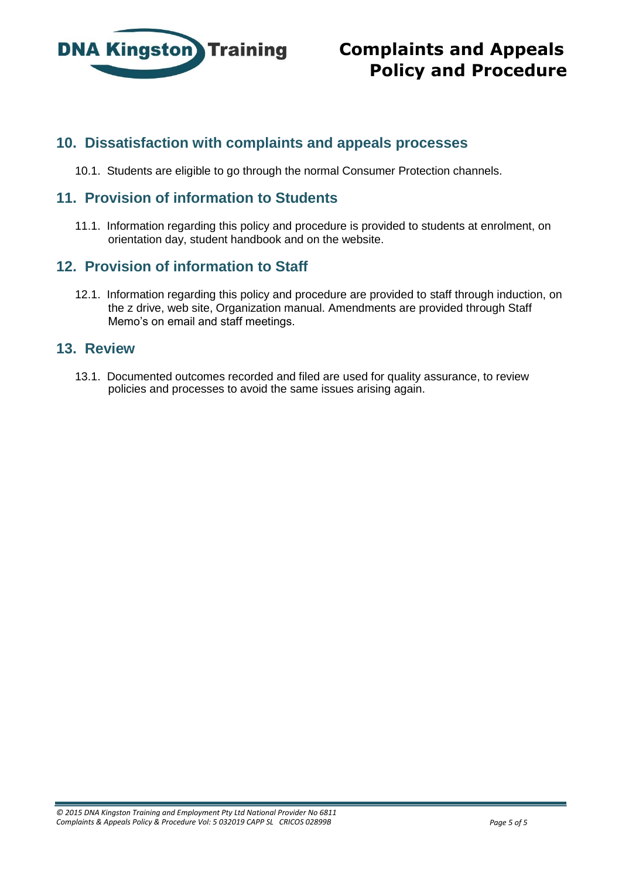## 10. Dissatisfaction with complaints and appeals processes

10.1. Students are eligible to go through the normal Consumer Protection channels.

## 11. Provision of information to Students

11.1. Information regarding this policy and procedure is provided to students at enrolment, on orientation day, student handbook and on the website.

## 12. Provision of information to Staff

12.1. Information regarding this policy and procedure are provided to staff through induction, on the z drive, web site, Organization manual. Amendments are provided through Staff Memo's on email and staff meetings.

## 13. Review

13.1. Documented outcomes recorded and filed are used for quality assurance, to review policies and processes to avoid the same issues arising again.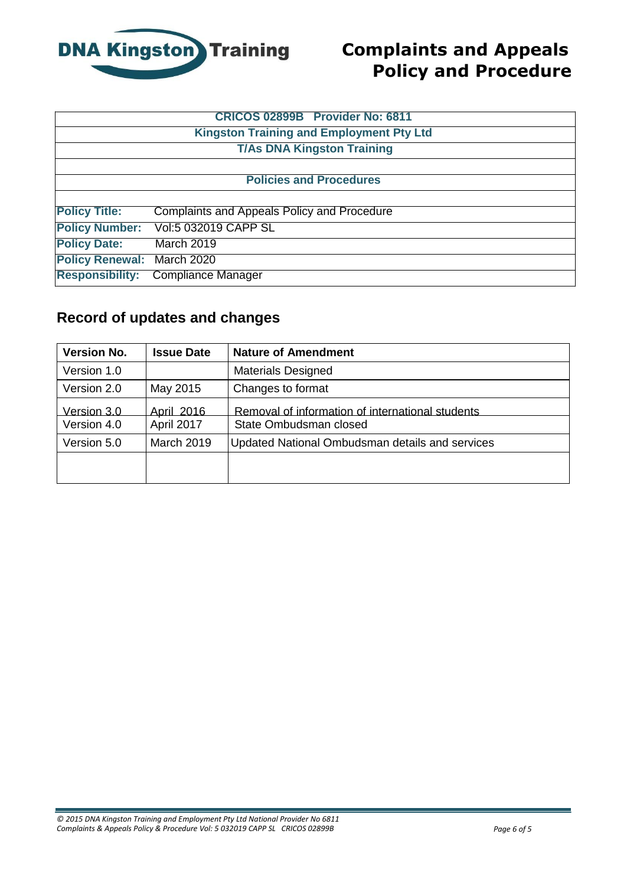| CRICOS 02899B Provider No: 6811 | |
| --- | --- |
| Kingston Training and Employment Pty Ltd | |
| T/As DNA Kingston Training | |
| | |
| Policies and Procedures | |
| | |
| **Policy Title:** | Complaints and Appeals Policy and Procedure |
| **Policy Number:** | Vol:5 032019 CAPP SL |
| **Policy Date:** | March 2019 |
| **Policy Renewal:** | March 2020 |
| **Responsibility:** | Compliance Manager |

## Record of updates and changes

| Version No. | Issue Date | Nature of Amendment |
| --- | --- | --- |
| Version 1.0 | | Materials Designed |
| Version 2.0 | May 2015 | Changes to format |
| Version 3.0 | April 2016 | Removal of information of international students |
| Version 4.0 | April 2017 | State Ombudsman closed |
| Version 5.0 | March 2019 | Updated National Ombudsman details and services |
| | | |